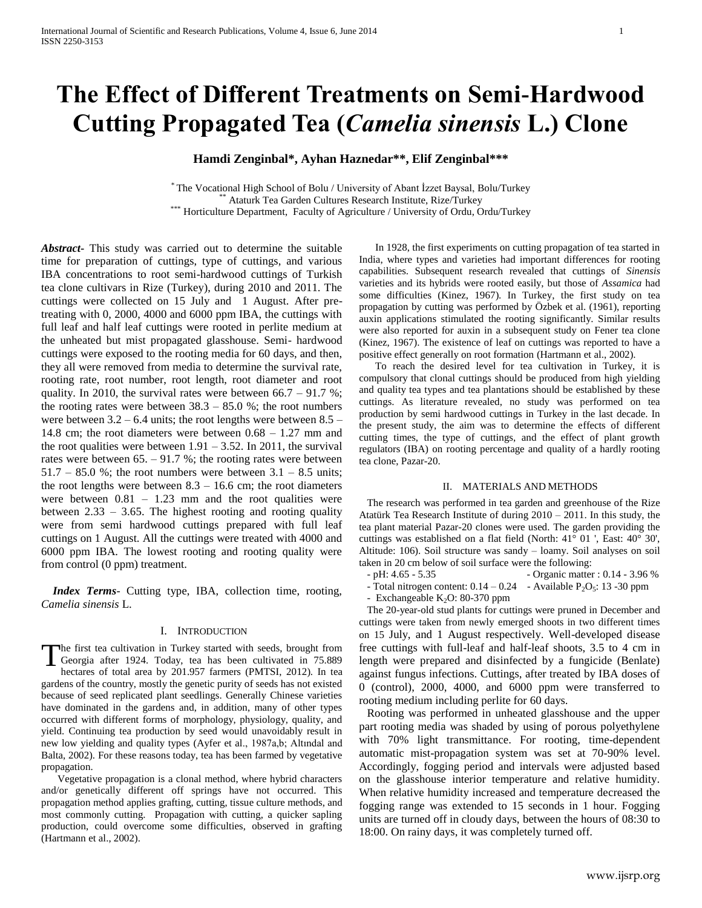# The Effect of Different Treatments on Semi-Hardwood Cutting Propagated Tea (*Camelia sinensis* L.) Clone

**Hamdi Zenginbal\*, Ayhan Haznedar\*\*, Elif Zenginbal\*\*\***

\* The Vocational High School of Bolu / University of Abant İzzet Baysal, Bolu/Turkey
\*\* Ataturk Tea Garden Cultures Research Institute, Rize/Turkey
\*\*\* Horticulture Department, Faculty of Agriculture / University of Ordu, Ordu/Turkey

***Abstract*-** This study was carried out to determine the suitable time for preparation of cuttings, type of cuttings, and various IBA concentrations to root semi-hardwood cuttings of Turkish tea clone cultivars in Rize (Turkey), during 2010 and 2011. The cuttings were collected on 15 July and 1 August. After pre-treating with 0, 2000, 4000 and 6000 ppm IBA, the cuttings with full leaf and half leaf cuttings were rooted in perlite medium at the unheated but mist propagated glasshouse. Semi- hardwood cuttings were exposed to the rooting media for 60 days, and then, they all were removed from media to determine the survival rate, rooting rate, root number, root length, root diameter and root quality. In 2010, the survival rates were between 66.7 – 91.7 %; the rooting rates were between 38.3 – 85.0 %; the root numbers were between 3.2 – 6.4 units; the root lengths were between 8.5 – 14.8 cm; the root diameters were between 0.68 – 1.27 mm and the root qualities were between 1.91 – 3.52. In 2011, the survival rates were between 65. – 91.7 %; the rooting rates were between 51.7 – 85.0 %; the root numbers were between 3.1 – 8.5 units; the root lengths were between 8.3 – 16.6 cm; the root diameters were between 0.81 – 1.23 mm and the root qualities were between 2.33 – 3.65. The highest rooting and rooting quality were from semi hardwood cuttings prepared with full leaf cuttings on 1 August. All the cuttings were treated with 4000 and 6000 ppm IBA. The lowest rooting and rooting quality were from control (0 ppm) treatment.

***Index Terms*-** Cutting type, IBA, collection time, rooting, *Camelia sinensis* L.

## I. Introduction

The first tea cultivation in Turkey started with seeds, brought from Georgia after 1924. Today, tea has been cultivated in 75.889 hectares of total area by 201.957 farmers (PMTSI, 2012). In tea gardens of the country, mostly the genetic purity of seeds has not existed because of seed replicated plant seedlings. Generally Chinese varieties have dominated in the gardens and, in addition, many of other types occurred with different forms of morphology, physiology, quality, and yield. Continuing tea production by seed would unavoidably result in new low yielding and quality types (Ayfer et al., 1987a,b; Altındal and Balta, 2002). For these reasons today, tea has been farmed by vegetative propagation.

Vegetative propagation is a clonal method, where hybrid characters and/or genetically different off springs have not occurred. This propagation method applies grafting, cutting, tissue culture methods, and most commonly cutting. Propagation with cutting, a quicker sapling production, could overcome some difficulties, observed in grafting (Hartmann et al., 2002).

In 1928, the first experiments on cutting propagation of tea started in India, where types and varieties had important differences for rooting capabilities. Subsequent research revealed that cuttings of *Sinensis* varieties and its hybrids were rooted easily, but those of *Assamica* had some difficulties (Kinez, 1967). In Turkey, the first study on tea propagation by cutting was performed by Özbek et al. (1961), reporting auxin applications stimulated the rooting significantly. Similar results were also reported for auxin in a subsequent study on Fener tea clone (Kinez, 1967). The existence of leaf on cuttings was reported to have a positive effect generally on root formation (Hartmann et al., 2002).

To reach the desired level for tea cultivation in Turkey, it is compulsory that clonal cuttings should be produced from high yielding and quality tea types and tea plantations should be established by these cuttings. As literature revealed, no study was performed on tea production by semi hardwood cuttings in Turkey in the last decade. In the present study, the aim was to determine the effects of different cutting times, the type of cuttings, and the effect of plant growth regulators (IBA) on rooting percentage and quality of a hardly rooting tea clone, Pazar-20.

## II. Materials and Methods

The research was performed in tea garden and greenhouse of the Rize Atatürk Tea Research Institute of during 2010 – 2011. In this study, the tea plant material Pazar-20 clones were used. The garden providing the cuttings was established on a flat field (North: 41° 01 ', East: 40° 30', Altitude: 106). Soil structure was sandy – loamy. Soil analyses on soil taken in 20 cm below of soil surface were the following:

- pH: 4.65 - 5.35
- Organic matter : 0.14 - 3.96 %
- Total nitrogen content: 0.14 – 0.24
- Available $P_2O_5$: 13 -30 ppm
- Exchangeable $K_2O$: 80-370 ppm

The 20-year-old stud plants for cuttings were pruned in December and cuttings were taken from newly emerged shoots in two different times on 15 July, and 1 August respectively. Well-developed disease free cuttings with full-leaf and half-leaf shoots, 3.5 to 4 cm in length were prepared and disinfected by a fungicide (Benlate) against fungus infections. Cuttings, after treated by IBA doses of 0 (control), 2000, 4000, and 6000 ppm were transferred to rooting medium including perlite for 60 days.

Rooting was performed in unheated glasshouse and the upper part rooting media was shaded by using of porous polyethylene with 70% light transmittance. For rooting, time-dependent automatic mist-propagation system was set at 70-90% level. Accordingly, fogging period and intervals were adjusted based on the glasshouse interior temperature and relative humidity. When relative humidity increased and temperature decreased the fogging range was extended to 15 seconds in 1 hour. Fogging units are turned off in cloudy days, between the hours of 08:30 to 18:00. On rainy days, it was completely turned off.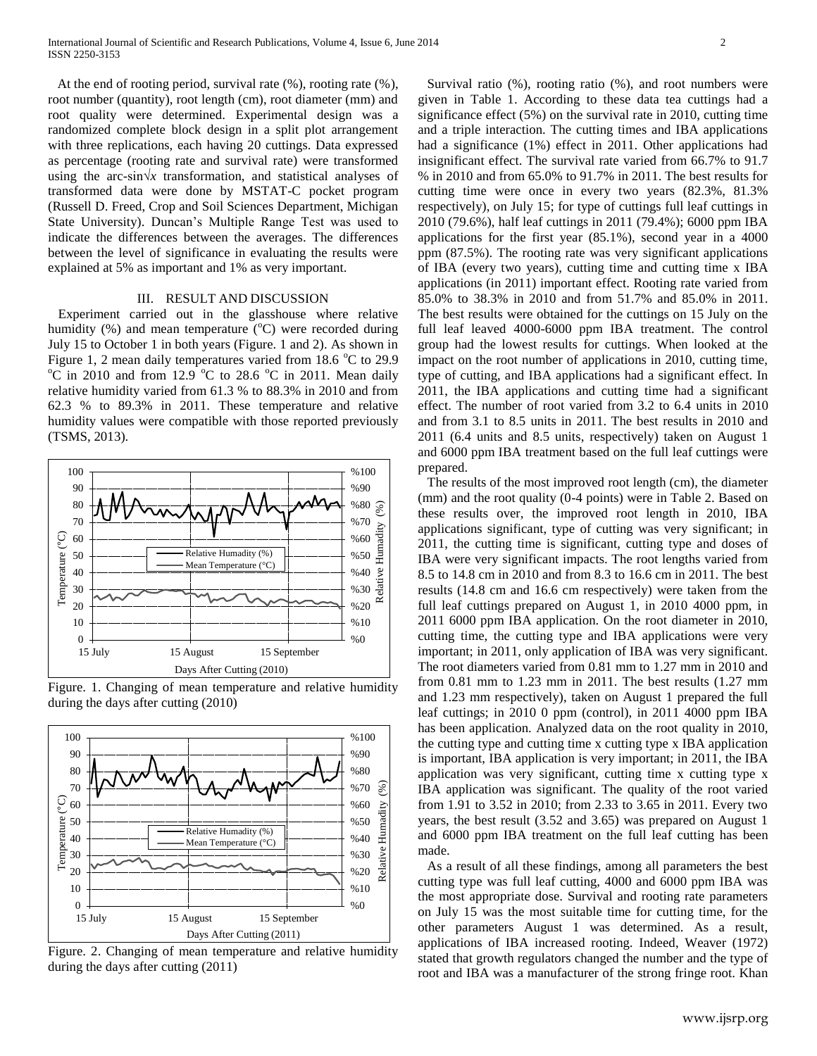At the end of rooting period, survival rate (%), rooting rate (%), root number (quantity), root length (cm), root diameter (mm) and root quality were determined. Experimental design was a randomized complete block design in a split plot arrangement with three replications, each having 20 cuttings. Data expressed as percentage (rooting rate and survival rate) were transformed using the arc-sin$\sqrt{x}$ transformation, and statistical analyses of transformed data were done by MSTAT-C pocket program (Russell D. Freed, Crop and Soil Sciences Department, Michigan State University). Duncan's Multiple Range Test was used to indicate the differences between the averages. The differences between the level of significance in evaluating the results were explained at 5% as important and 1% as very important.

## III. RESULT AND DISCUSSION

Experiment carried out in the glasshouse where relative humidity (%) and mean temperature (°C) were recorded during July 15 to October 1 in both years (Figure. 1 and 2). As shown in Figure 1, 2 mean daily temperatures varied from 18.6 °C to 29.9 °C in 2010 and from 12.9 °C to 28.6 °C in 2011. Mean daily relative humidity varied from 61.3 % to 88.3% in 2010 and from 62.3 % to 89.3% in 2011. These temperature and relative humidity values were compatible with those reported previously (TSMS, 2013).

Figure. 1. Changing of mean temperature and relative humidity during the days after cutting (2010)

Figure. 2. Changing of mean temperature and relative humidity during the days after cutting (2011)

Survival ratio (%), rooting ratio (%), and root numbers were given in Table 1. According to these data tea cuttings had a significance effect (5%) on the survival rate in 2010, cutting time and a triple interaction. The cutting times and IBA applications had a significance (1%) effect in 2011. Other applications had insignificant effect. The survival rate varied from 66.7% to 91.7 % in 2010 and from 65.0% to 91.7% in 2011. The best results for cutting time were once in every two years (82.3%, 81.3% respectively), on July 15; for type of cuttings full leaf cuttings in 2010 (79.6%), half leaf cuttings in 2011 (79.4%); 6000 ppm IBA applications for the first year (85.1%), second year in a 4000 ppm (87.5%). The rooting rate was very significant applications of IBA (every two years), cutting time and cutting time x IBA applications (in 2011) important effect. Rooting rate varied from 85.0% to 38.3% in 2010 and from 51.7% and 85.0% in 2011. The best results were obtained for the cuttings on 15 July on the full leaf leaved 4000-6000 ppm IBA treatment. The control group had the lowest results for cuttings. When looked at the impact on the root number of applications in 2010, cutting time, type of cutting, and IBA applications had a significant effect. In 2011, the IBA applications and cutting time had a significant effect. The number of root varied from 3.2 to 6.4 units in 2010 and from 3.1 to 8.5 units in 2011. The best results in 2010 and 2011 (6.4 units and 8.5 units, respectively) taken on August 1 and 6000 ppm IBA treatment based on the full leaf cuttings were prepared.

The results of the most improved root length (cm), the diameter (mm) and the root quality (0-4 points) were in Table 2. Based on these results over, the improved root length in 2010, IBA applications significant, type of cutting was very significant; in 2011, the cutting time is significant, cutting type and doses of IBA were very significant impacts. The root lengths varied from 8.5 to 14.8 cm in 2010 and from 8.3 to 16.6 cm in 2011. The best results (14.8 cm and 16.6 cm respectively) were taken from the full leaf cuttings prepared on August 1, in 2010 4000 ppm, in 2011 6000 ppm IBA application. On the root diameter in 2010, cutting time, the cutting type and IBA applications were very important; in 2011, only application of IBA was very significant. The root diameters varied from 0.81 mm to 1.27 mm in 2010 and from 0.81 mm to 1.23 mm in 2011. The best results (1.27 mm and 1.23 mm respectively), taken on August 1 prepared the full leaf cuttings; in 2010 0 ppm (control), in 2011 4000 ppm IBA has been application. Analyzed data on the root quality in 2010, the cutting type and cutting time x cutting type x IBA application is important, IBA application is very important; in 2011, the IBA application was very significant, cutting time x cutting type x IBA application was significant. The quality of the root varied from 1.91 to 3.52 in 2010; from 2.33 to 3.65 in 2011. Every two years, the best result (3.52 and 3.65) was prepared on August 1 and 6000 ppm IBA treatment on the full leaf cutting has been made.

As a result of all these findings, among all parameters the best cutting type was full leaf cutting, 4000 and 6000 ppm IBA was the most appropriate dose. Survival and rooting rate parameters on July 15 was the most suitable time for cutting time, for the other parameters August 1 was determined. As a result, applications of IBA increased rooting. Indeed, Weaver (1972) stated that growth regulators changed the number and the type of root and IBA was a manufacturer of the strong fringe root. Khan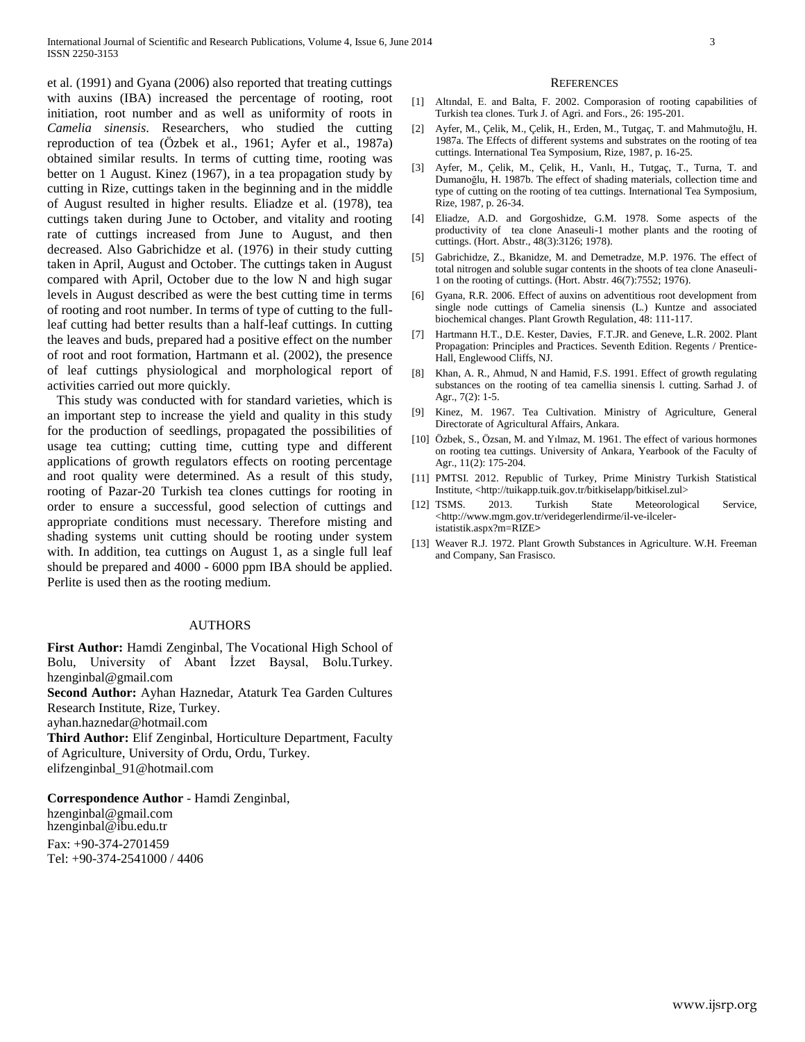et al. (1991) and Gyana (2006) also reported that treating cuttings with auxins (IBA) increased the percentage of rooting, root initiation, root number and as well as uniformity of roots in *Camelia sinensis*. Researchers, who studied the cutting reproduction of tea (Özbek et al., 1961; Ayfer et al., 1987a) obtained similar results. In terms of cutting time, rooting was better on 1 August. Kinez (1967), in a tea propagation study by cutting in Rize, cuttings taken in the beginning and in the middle of August resulted in higher results. Eliadze et al. (1978), tea cuttings taken during June to October, and vitality and rooting rate of cuttings increased from June to August, and then decreased. Also Gabrichidze et al. (1976) in their study cutting taken in April, August and October. The cuttings taken in August compared with April, October due to the low N and high sugar levels in August described as were the best cutting time in terms of rooting and root number. In terms of type of cutting to the full-leaf cutting had better results than a half-leaf cuttings. In cutting the leaves and buds, prepared had a positive effect on the number of root and root formation, Hartmann et al. (2002), the presence of leaf cuttings physiological and morphological report of activities carried out more quickly.

This study was conducted with for standard varieties, which is an important step to increase the yield and quality in this study for the production of seedlings, propagated the possibilities of usage tea cutting; cutting time, cutting type and different applications of growth regulators effects on rooting percentage and root quality were determined. As a result of this study, rooting of Pazar-20 Turkish tea clones cuttings for rooting in order to ensure a successful, good selection of cuttings and appropriate conditions must necessary. Therefore misting and shading systems unit cutting should be rooting under system with. In addition, tea cuttings on August 1, as a single full leaf should be prepared and 4000 - 6000 ppm IBA should be applied. Perlite is used then as the rooting medium.

## AUTHORS

**First Author:** Hamdi Zenginbal, The Vocational High School of Bolu, University of Abant İzzet Baysal, Bolu.Turkey. hzenginbal@gmail.com

**Second Author:** Ayhan Haznedar, Ataturk Tea Garden Cultures Research Institute, Rize, Turkey. ayhan.haznedar@hotmail.com

**Third Author:** Elif Zenginbal, Horticulture Department, Faculty of Agriculture, University of Ordu, Ordu, Turkey. elifzenginbal_91@hotmail.com

**Correspondence Author** - Hamdi Zenginbal,
hzenginbal@gmail.com
hzenginbal@ibu.edu.tr
Fax: +90-374-2701459
Tel: +90-374-2541000 / 4406

## REFERENCES

[1] Altındal, E. and Balta, F. 2002. Comporasion of rooting capabilities of Turkish tea clones. Turk J. of Agri. and Fors., 26: 195-201.

[2] Ayfer, M., Çelik, M., Çelik, H., Erden, M., Tutgaç, T. and Mahmutoğlu, H. 1987a. The Effects of different systems and substrates on the rooting of tea cuttings. International Tea Symposium, Rize, 1987, p. 16-25.

[3] Ayfer, M., Çelik, M., Çelik, H., Vanlı, H., Tutgaç, T., Turna, T. and Dumanoğlu, H. 1987b. The effect of shading materials, collection time and type of cutting on the rooting of tea cuttings. International Tea Symposium, Rize, 1987, p. 26-34.

[4] Eliadze, A.D. and Gorgoshidze, G.M. 1978. Some aspects of the productivity of tea clone Anaseuli-1 mother plants and the rooting of cuttings. (Hort. Abstr., 48(3):3126; 1978).

[5] Gabrichidze, Z., Bkanidze, M. and Demetradze, M.P. 1976. The effect of total nitrogen and soluble sugar contents in the shoots of tea clone Anaseuli-1 on the rooting of cuttings. (Hort. Abstr. 46(7):7552; 1976).

[6] Gyana, R.R. 2006. Effect of auxins on adventitious root development from single node cuttings of Camelia sinensis (L.) Kuntze and associated biochemical changes. Plant Growth Regulation, 48: 111-117.

[7] Hartmann H.T., D.E. Kester, Davies, F.T.JR. and Geneve, L.R. 2002. Plant Propagation: Principles and Practices. Seventh Edition. Regents / Prentice-Hall, Englewood Cliffs, NJ.

[8] Khan, A. R., Ahmud, N and Hamid, F.S. 1991. Effect of growth regulating substances on the rooting of tea camellia sinensis l. cutting. Sarhad J. of Agr., 7(2): 1-5.

[9] Kinez, M. 1967. Tea Cultivation. Ministry of Agriculture, General Directorate of Agricultural Affairs, Ankara.

[10] Özbek, S., Özsan, M. and Yılmaz, M. 1961. The effect of various hormones on rooting tea cuttings. University of Ankara, Yearbook of the Faculty of Agr., 11(2): 175-204.

[11] PMTSI. 2012. Republic of Turkey, Prime Ministry Turkish Statistical Institute, <http://tuikapp.tuik.gov.tr/bitkiselapp/bitkisel.zul>

[12] TSMS. 2013. Turkish State Meteorological Service, <http://www.mgm.gov.tr/veridegerlendirme/il-ve-ilceler-istatistik.aspx?m=RIZE>

[13] Weaver R.J. 1972. Plant Growth Substances in Agriculture. W.H. Freeman and Company, San Frasisco.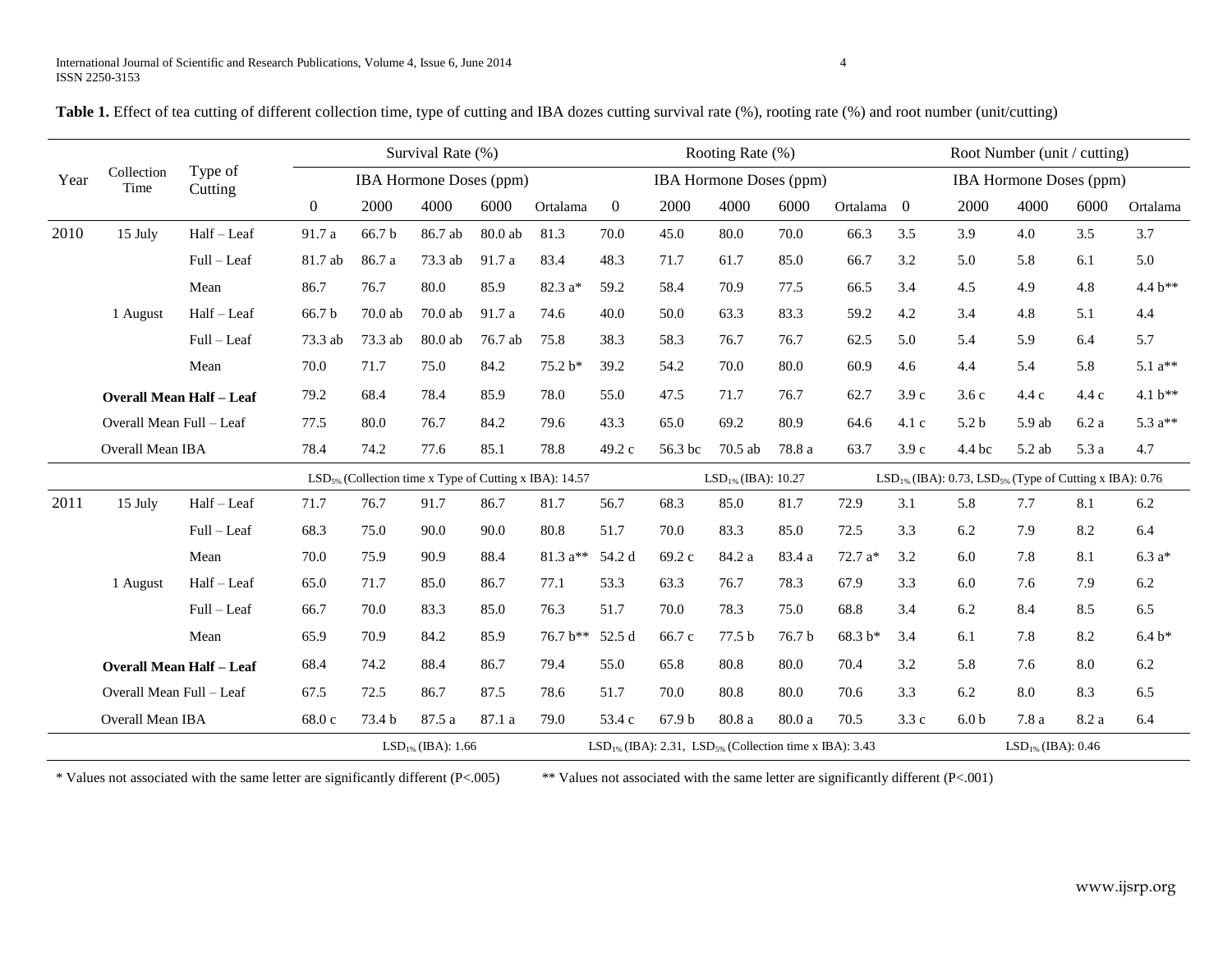**Table 1.** Effect of tea cutting of different collection time, type of cutting and IBA dozes cutting survival rate (%), rooting rate (%) and root number (unit/cutting)

| Year | Collection Time | Type of Cutting | Survival Rate (%) | | | | | Rooting Rate (%) | | | | | Root Number (unit / cutting) | | | | |
|---|---|---|---|---|---|---|---|---|---|---|---|---|---|---|---|---|---|
| | | | IBA Hormone Doses (ppm) | | | | | IBA Hormone Doses (ppm) | | | | | IBA Hormone Doses (ppm) | | | | |
| | | | 0 | 2000 | 4000 | 6000 | Ortalama | 0 | 2000 | 4000 | 6000 | Ortalama | 0 | 2000 | 4000 | 6000 | Ortalama |
| 2010 | 15 July | Half – Leaf | 91.7 a | 66.7 b | 86.7 ab | 80.0 ab | 81.3 | 70.0 | 45.0 | 80.0 | 70.0 | 66.3 | 3.5 | 3.9 | 4.0 | 3.5 | 3.7 |
| | | Full – Leaf | 81.7 ab | 86.7 a | 73.3 ab | 91.7 a | 83.4 | 48.3 | 71.7 | 61.7 | 85.0 | 66.7 | 3.2 | 5.0 | 5.8 | 6.1 | 5.0 |
| | | Mean | 86.7 | 76.7 | 80.0 | 85.9 | 82.3 a* | 59.2 | 58.4 | 70.9 | 77.5 | 66.5 | 3.4 | 4.5 | 4.9 | 4.8 | 4.4 b** |
| | 1 August | Half – Leaf | 66.7 b | 70.0 ab | 70.0 ab | 91.7 a | 74.6 | 40.0 | 50.0 | 63.3 | 83.3 | 59.2 | 4.2 | 3.4 | 4.8 | 5.1 | 4.4 |
| | | Full – Leaf | 73.3 ab | 73.3 ab | 80.0 ab | 76.7 ab | 75.8 | 38.3 | 58.3 | 76.7 | 76.7 | 62.5 | 5.0 | 5.4 | 5.9 | 6.4 | 5.7 |
| | | Mean | 70.0 | 71.7 | 75.0 | 84.2 | 75.2 b* | 39.2 | 54.2 | 70.0 | 80.0 | 60.9 | 4.6 | 4.4 | 5.4 | 5.8 | 5.1 a** |
| | **Overall Mean Half – Leaf** | | 79.2 | 68.4 | 78.4 | 85.9 | 78.0 | 55.0 | 47.5 | 71.7 | 76.7 | 62.7 | 3.9 c | 3.6 c | 4.4 c | 4.4 c | 4.1 b** |
| | Overall Mean Full – Leaf | | 77.5 | 80.0 | 76.7 | 84.2 | 79.6 | 43.3 | 65.0 | 69.2 | 80.9 | 64.6 | 4.1 c | 5.2 b | 5.9 ab | 6.2 a | 5.3 a** |
| | Overall Mean IBA | | 78.4 | 74.2 | 77.6 | 85.1 | 78.8 | 49.2 c | 56.3 bc | 70.5 ab | 78.8 a | 63.7 | 3.9 c | 4.4 bc | 5.2 ab | 5.3 a | 4.7 |
| | | | $LSD_{5\%}$ (Collection time x Type of Cutting x IBA): 14.57 | | | | | $LSD_{1\%}$ (IBA): 10.27 | | | | | $LSD_{1\%}$ (IBA): 0.73, $LSD_{5\%}$ (Type of Cutting x IBA): 0.76 | | | | |
| 2011 | 15 July | Half – Leaf | 71.7 | 76.7 | 91.7 | 86.7 | 81.7 | 56.7 | 68.3 | 85.0 | 81.7 | 72.9 | 3.1 | 5.8 | 7.7 | 8.1 | 6.2 |
| | | Full – Leaf | 68.3 | 75.0 | 90.0 | 90.0 | 80.8 | 51.7 | 70.0 | 83.3 | 85.0 | 72.5 | 3.3 | 6.2 | 7.9 | 8.2 | 6.4 |
| | | Mean | 70.0 | 75.9 | 90.9 | 88.4 | 81.3 a** | 54.2 d | 69.2 c | 84.2 a | 83.4 a | 72.7 a* | 3.2 | 6.0 | 7.8 | 8.1 | 6.3 a* |
| | 1 August | Half – Leaf | 65.0 | 71.7 | 85.0 | 86.7 | 77.1 | 53.3 | 63.3 | 76.7 | 78.3 | 67.9 | 3.3 | 6.0 | 7.6 | 7.9 | 6.2 |
| | | Full – Leaf | 66.7 | 70.0 | 83.3 | 85.0 | 76.3 | 51.7 | 70.0 | 78.3 | 75.0 | 68.8 | 3.4 | 6.2 | 8.4 | 8.5 | 6.5 |
| | | Mean | 65.9 | 70.9 | 84.2 | 85.9 | 76.7 b** | 52.5 d | 66.7 c | 77.5 b | 76.7 b | 68.3 b* | 3.4 | 6.1 | 7.8 | 8.2 | 6.4 b* |
| | **Overall Mean Half – Leaf** | | 68.4 | 74.2 | 88.4 | 86.7 | 79.4 | 55.0 | 65.8 | 80.8 | 80.0 | 70.4 | 3.2 | 5.8 | 7.6 | 8.0 | 6.2 |
| | Overall Mean Full – Leaf | | 67.5 | 72.5 | 86.7 | 87.5 | 78.6 | 51.7 | 70.0 | 80.8 | 80.0 | 70.6 | 3.3 | 6.2 | 8.0 | 8.3 | 6.5 |
| | Overall Mean IBA | | 68.0 c | 73.4 b | 87.5 a | 87.1 a | 79.0 | 53.4 c | 67.9 b | 80.8 a | 80.0 a | 70.5 | 3.3 c | 6.0 b | 7.8 a | 8.2 a | 6.4 |
| | | | $LSD_{1\%}$ (IBA): 1.66 | | | | | $LSD_{1\%}$ (IBA): 2.31, $LSD_{5\%}$ (Collection time x IBA): 3.43 | | | | | $LSD_{1\%}$ (IBA): 0.46 | | | | |

\* Values not associated with the same letter are significantly different (P<.005) &nbsp;&nbsp;&nbsp; ** Values not associated with the same letter are significantly different (P<.001)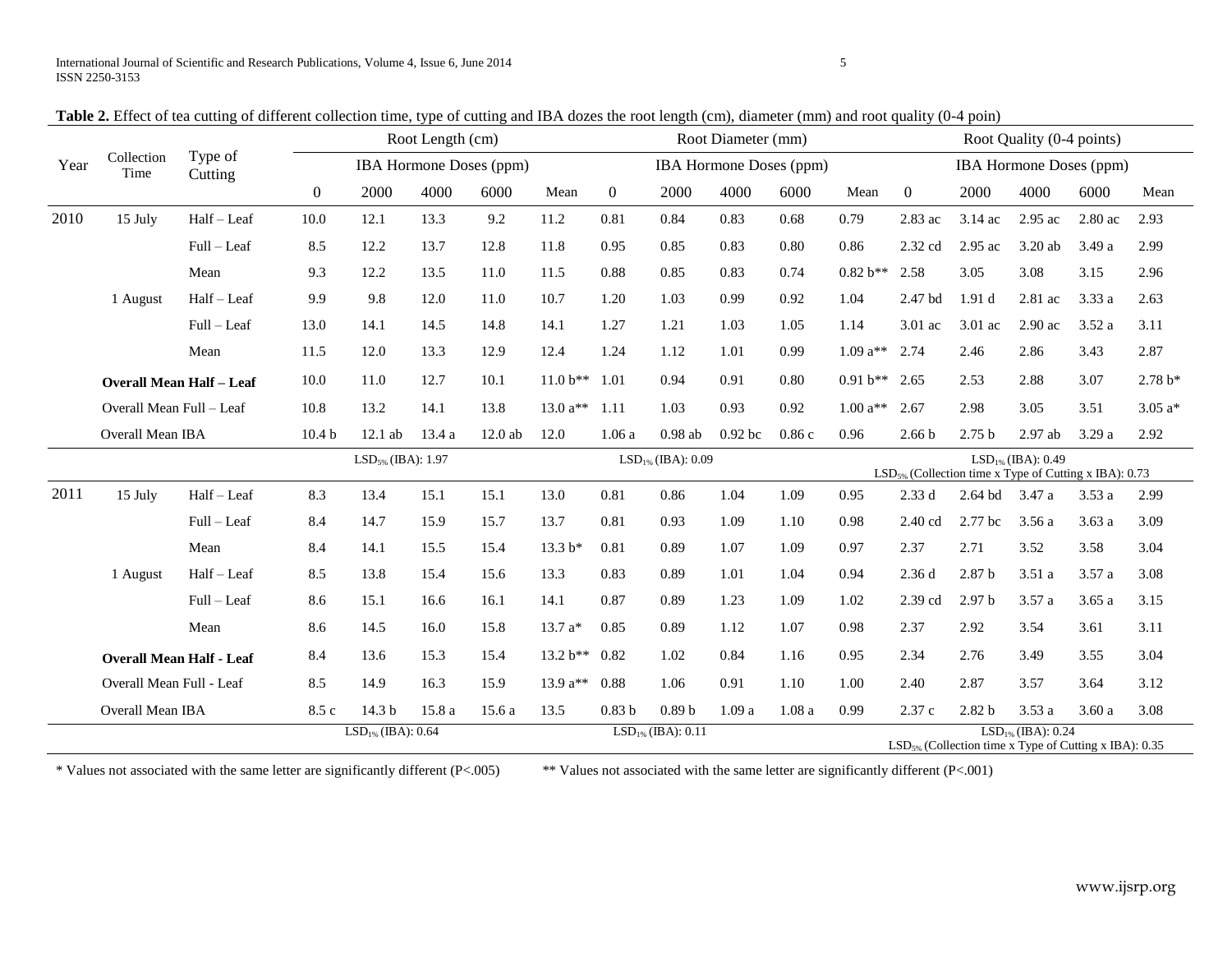**Table 2.** Effect of tea cutting of different collection time, type of cutting and IBA dozes the root length (cm), diameter (mm) and root quality (0-4 poin)

| Year | Collection Time | Type of Cutting | Root Length (cm) | | | | | Root Diameter (mm) | | | | | Root Quality (0-4 points) | | | | |
|---|---|---|---|---|---|---|---|---|---|---|---|---|---|---|---|---|---|
| | | | IBA Hormone Doses (ppm) | | | | | IBA Hormone Doses (ppm) | | | | | IBA Hormone Doses (ppm) | | | | |
| | | | 0 | 2000 | 4000 | 6000 | Mean | 0 | 2000 | 4000 | 6000 | Mean | 0 | 2000 | 4000 | 6000 | Mean |
| 2010 | 15 July | Half – Leaf | 10.0 | 12.1 | 13.3 | 9.2 | 11.2 | 0.81 | 0.84 | 0.83 | 0.68 | 0.79 | 2.83 ac | 3.14 ac | 2.95 ac | 2.80 ac | 2.93 |
| | | Full – Leaf | 8.5 | 12.2 | 13.7 | 12.8 | 11.8 | 0.95 | 0.85 | 0.83 | 0.80 | 0.86 | 2.32 cd | 2.95 ac | 3.20 ab | 3.49 a | 2.99 |
| | | Mean | 9.3 | 12.2 | 13.5 | 11.0 | 11.5 | 0.88 | 0.85 | 0.83 | 0.74 | 0.82 b** | 2.58 | 3.05 | 3.08 | 3.15 | 2.96 |
| | 1 August | Half – Leaf | 9.9 | 9.8 | 12.0 | 11.0 | 10.7 | 1.20 | 1.03 | 0.99 | 0.92 | 1.04 | 2.47 bd | 1.91 d | 2.81 ac | 3.33 a | 2.63 |
| | | Full – Leaf | 13.0 | 14.1 | 14.5 | 14.8 | 14.1 | 1.27 | 1.21 | 1.03 | 1.05 | 1.14 | 3.01 ac | 3.01 ac | 2.90 ac | 3.52 a | 3.11 |
| | | Mean | 11.5 | 12.0 | 13.3 | 12.9 | 12.4 | 1.24 | 1.12 | 1.01 | 0.99 | 1.09 a** | 2.74 | 2.46 | 2.86 | 3.43 | 2.87 |
| | **Overall Mean Half – Leaf** | | 10.0 | 11.0 | 12.7 | 10.1 | 11.0 b** | 1.01 | 0.94 | 0.91 | 0.80 | 0.91 b** | 2.65 | 2.53 | 2.88 | 3.07 | 2.78 b* |
| | Overall Mean Full – Leaf | | 10.8 | 13.2 | 14.1 | 13.8 | 13.0 a** | 1.11 | 1.03 | 0.93 | 0.92 | 1.00 a** | 2.67 | 2.98 | 3.05 | 3.51 | 3.05 a* |
| | Overall Mean IBA | | 10.4 b | 12.1 ab | 13.4 a | 12.0 ab | 12.0 | 1.06 a | 0.98 ab | 0.92 bc | 0.86 c | 0.96 | 2.66 b | 2.75 b | 2.97 ab | 3.29 a | 2.92 |
| | | | $LSD_{5\%}$ (IBA): 1.97 | | | | | $LSD_{1\%}$ (IBA): 0.09 | | | | | $LSD_{1\%}$ (IBA): 0.49<br>$LSD_{5\%}$ (Collection time x Type of Cutting x IBA): 0.73 | | | | |
| 2011 | 15 July | Half – Leaf | 8.3 | 13.4 | 15.1 | 15.1 | 13.0 | 0.81 | 0.86 | 1.04 | 1.09 | 0.95 | 2.33 d | 2.64 bd | 3.47 a | 3.53 a | 2.99 |
| | | Full – Leaf | 8.4 | 14.7 | 15.9 | 15.7 | 13.7 | 0.81 | 0.93 | 1.09 | 1.10 | 0.98 | 2.40 cd | 2.77 bc | 3.56 a | 3.63 a | 3.09 |
| | | Mean | 8.4 | 14.1 | 15.5 | 15.4 | 13.3 b* | 0.81 | 0.89 | 1.07 | 1.09 | 0.97 | 2.37 | 2.71 | 3.52 | 3.58 | 3.04 |
| | 1 August | Half – Leaf | 8.5 | 13.8 | 15.4 | 15.6 | 13.3 | 0.83 | 0.89 | 1.01 | 1.04 | 0.94 | 2.36 d | 2.87 b | 3.51 a | 3.57 a | 3.08 |
| | | Full – Leaf | 8.6 | 15.1 | 16.6 | 16.1 | 14.1 | 0.87 | 0.89 | 1.23 | 1.09 | 1.02 | 2.39 cd | 2.97 b | 3.57 a | 3.65 a | 3.15 |
| | | Mean | 8.6 | 14.5 | 16.0 | 15.8 | 13.7 a* | 0.85 | 0.89 | 1.12 | 1.07 | 0.98 | 2.37 | 2.92 | 3.54 | 3.61 | 3.11 |
| | **Overall Mean Half - Leaf** | | 8.4 | 13.6 | 15.3 | 15.4 | 13.2 b** | 0.82 | 1.02 | 0.84 | 1.16 | 0.95 | 2.34 | 2.76 | 3.49 | 3.55 | 3.04 |
| | Overall Mean Full - Leaf | | 8.5 | 14.9 | 16.3 | 15.9 | 13.9 a** | 0.88 | 1.06 | 0.91 | 1.10 | 1.00 | 2.40 | 2.87 | 3.57 | 3.64 | 3.12 |
| | Overall Mean IBA | | 8.5 c | 14.3 b | 15.8 a | 15.6 a | 13.5 | 0.83 b | 0.89 b | 1.09 a | 1.08 a | 0.99 | 2.37 c | 2.82 b | 3.53 a | 3.60 a | 3.08 |
| | | | $LSD_{1\%}$ (IBA): 0.64 | | | | | $LSD_{1\%}$ (IBA): 0.11 | | | | | $LSD_{1\%}$ (IBA): 0.24<br>$LSD_{5\%}$ (Collection time x Type of Cutting x IBA): 0.35 | | | | |

\* Values not associated with the same letter are significantly different (P<.005)  ** Values not associated with the same letter are significantly different (P<.001)